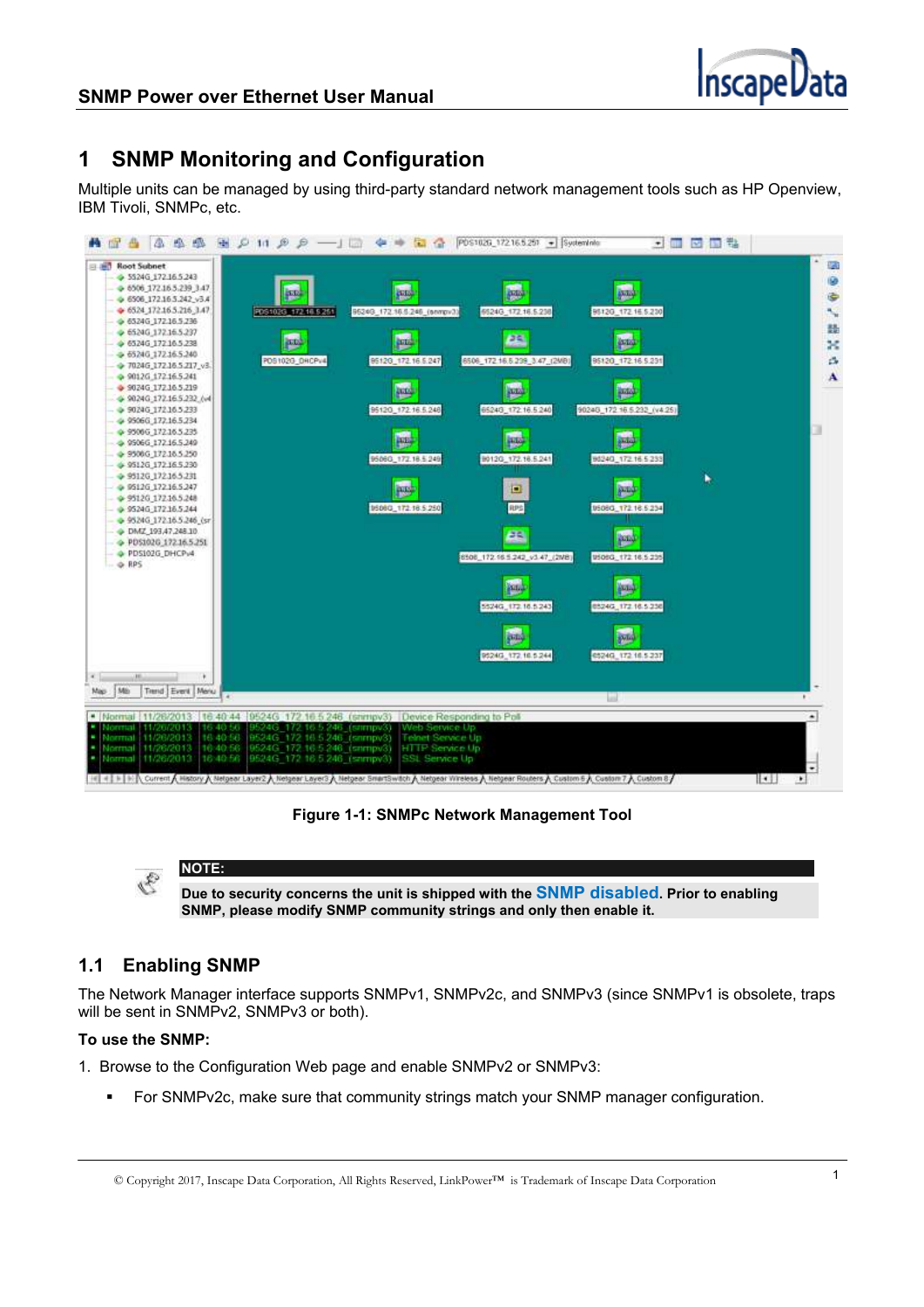# 1 SNMP Monitoring and Configuration

Multiple units can be managed by using third-party standard network management tools such as HP Openview, IBM Tivoli, SNMPc, etc.

Figure 1-1: SNMPc Network Management Tool

**NOTE:**

**Due to security concerns the unit is shipped with the SNMP disabled. Prior to enabling SNMP, please modify SNMP community strings and only then enable it.**

## 1.1 Enabling SNMP

The Network Manager interface supports SNMPv1, SNMPv2c, and SNMPv3 (since SNMPv1 is obsolete, traps will be sent in SNMPv2, SNMPv3 or both).

**To use the SNMP:**

1. Browse to the Configuration Web page and enable SNMPv2 or SNMPv3:
   - For SNMPv2c, make sure that community strings match your SNMP manager configuration.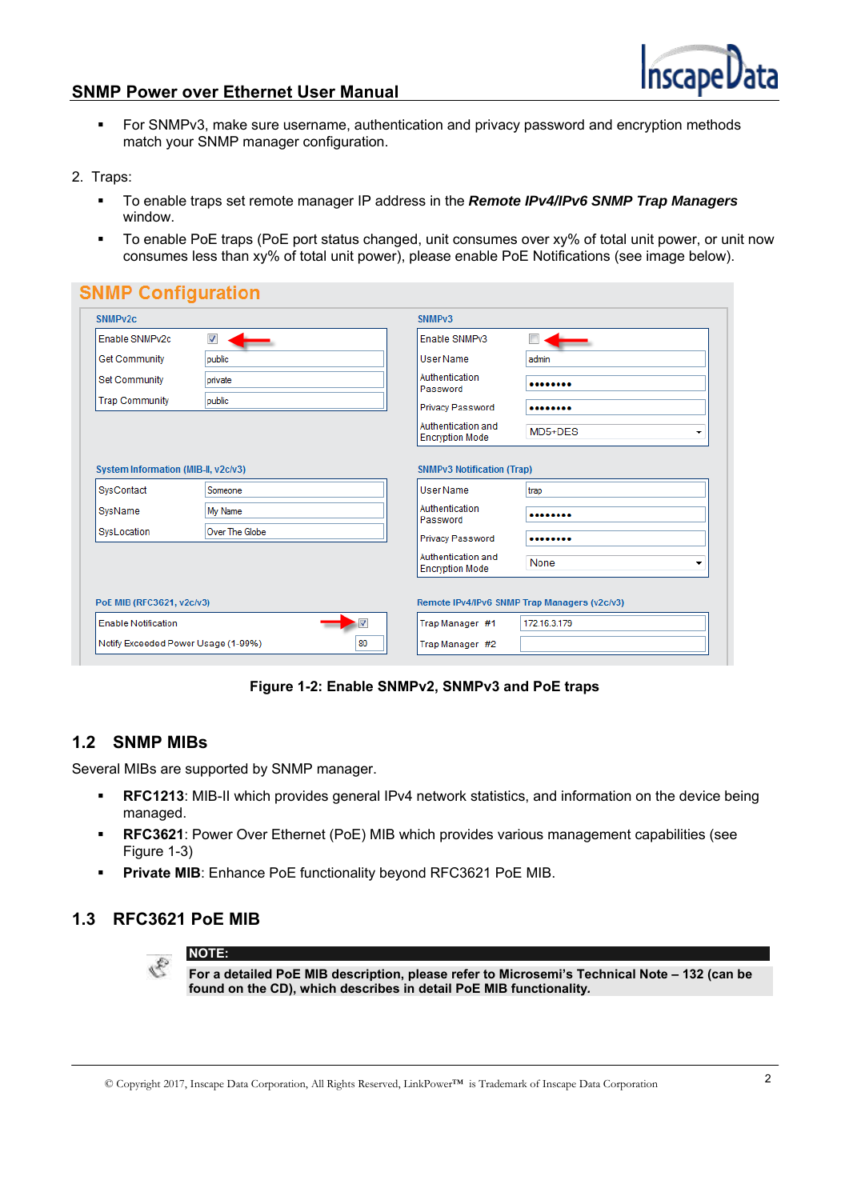- For SNMPv3, make sure username, authentication and privacy password and encryption methods match your SNMP manager configuration.

2. Traps:

- To enable traps set remote manager IP address in the ***Remote IPv4/IPv6 SNMP Trap Managers*** window.
- To enable PoE traps (PoE port status changed, unit consumes over xy% of total unit power, or unit now consumes less than xy% of total unit power), please enable PoE Notifications (see image below).

**SNMP Configuration**

SNMPv2c

| | |
|---|---|
| Enable SNMPv2c | ☑ |
| Get Community | public |
| Set Community | private |
| Trap Community | public |

SNMPv3

| | |
|---|---|
| Enable SNMPv3 | ☐ |
| User Name | admin |
| Authentication Password | •••••••• |
| Privacy Password | •••••••• |
| Authentication and Encryption Mode | MD5+DES |

System Information (MIB-II, v2c/v3)

| | |
|---|---|
| SysContact | Someone |
| SysName | My Name |
| SysLocation | Over The Globe |

SNMPv3 Notification (Trap)

| | |
|---|---|
| User Name | trap |
| Authentication Password | •••••••• |
| Privacy Password | •••••••• |
| Authentication and Encryption Mode | None |

PoE MIB (RFC3621, v2c/v3)

| | |
|---|---|
| Enable Notification | ☑ |
| Notify Exceeded Power Usage (1-99%) | 80 |

Remote IPv4/IPv6 SNMP Trap Managers (v2c/v3)

| | |
|---|---|
| Trap Manager #1 | 172.16.3.179 |
| Trap Manager #2 | |

**Figure 1-2: Enable SNMPv2, SNMPv3 and PoE traps**

## 1.2 SNMP MIBs

Several MIBs are supported by SNMP manager.

- **RFC1213**: MIB-II which provides general IPv4 network statistics, and information on the device being managed.
- **RFC3621**: Power Over Ethernet (PoE) MIB which provides various management capabilities (see Figure 1-3)
- **Private MIB**: Enhance PoE functionality beyond RFC3621 PoE MIB.

## 1.3 RFC3621 PoE MIB

**NOTE:**

**For a detailed PoE MIB description, please refer to Microsemi's Technical Note – 132 (can be found on the CD), which describes in detail PoE MIB functionality.**

© Copyright 2017, Inscape Data Corporation, All Rights Reserved, LinkPower™ is Trademark of Inscape Data Corporation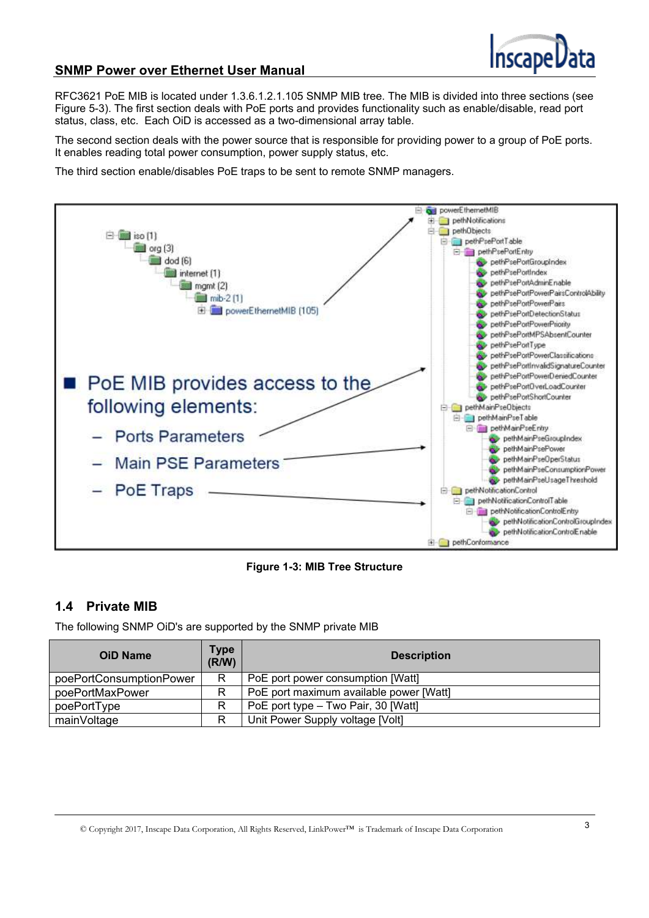RFC3621 PoE MIB is located under 1.3.6.1.2.1.105 SNMP MIB tree. The MIB is divided into three sections (see Figure 5-3). The first section deals with PoE ports and provides functionality such as enable/disable, read port status, class, etc. Each OiD is accessed as a two-dimensional array table.

The second section deals with the power source that is responsible for providing power to a group of PoE ports. It enables reading total power consumption, power supply status, etc.

The third section enable/disables PoE traps to be sent to remote SNMP managers.

iso (1)
org (3)
dod (6)
internet (1)
mgmt (2)
mib-2 (1)
powerEthernetMIB (105)

- PoE MIB provides access to the following elements:
  - Ports Parameters
  - Main PSE Parameters
  - PoE Traps

powerEthernetMIB
pethNotifications
pethObjects
pethPsePortTable
pethPsePortEntry
pethPsePortGroupIndex
pethPsePortIndex
pethPsePortAdminEnable
pethPsePortPowerPairsControlAbility
pethPsePortPowerPairs
pethPsePortDetectionStatus
pethPsePortPowerPriority
pethPsePortMPSAbsentCounter
pethPsePortType
pethPsePortPowerClassifications
pethPsePortInvalidSignatureCounter
pethPsePortPowerDeniedCounter
pethPsePortOverLoadCounter
pethPsePortShortCounter
pethMainPseObjects
pethMainPseTable
pethMainPseEntry
pethMainPseGroupIndex
pethMainPsePower
pethMainPseOperStatus
pethMainPseConsumptionPower
pethMainPseUsageThreshold
pethNotificationControl
pethNotificationControlTable
pethNotificationControlEntry
pethNotificationControlGroupIndex
pethNotificationControlEnable
pethConformance

**Figure 1-3: MIB Tree Structure**

## 1.4 Private MIB

The following SNMP OiD's are supported by the SNMP private MIB

| OiD Name | Type (R/W) | Description |
|---|---|---|
| poePortConsumptionPower | R | PoE port power consumption [Watt] |
| poePortMaxPower | R | PoE port maximum available power [Watt] |
| poePortType | R | PoE port type – Two Pair, 30 [Watt] |
| mainVoltage | R | Unit Power Supply voltage [Volt] |